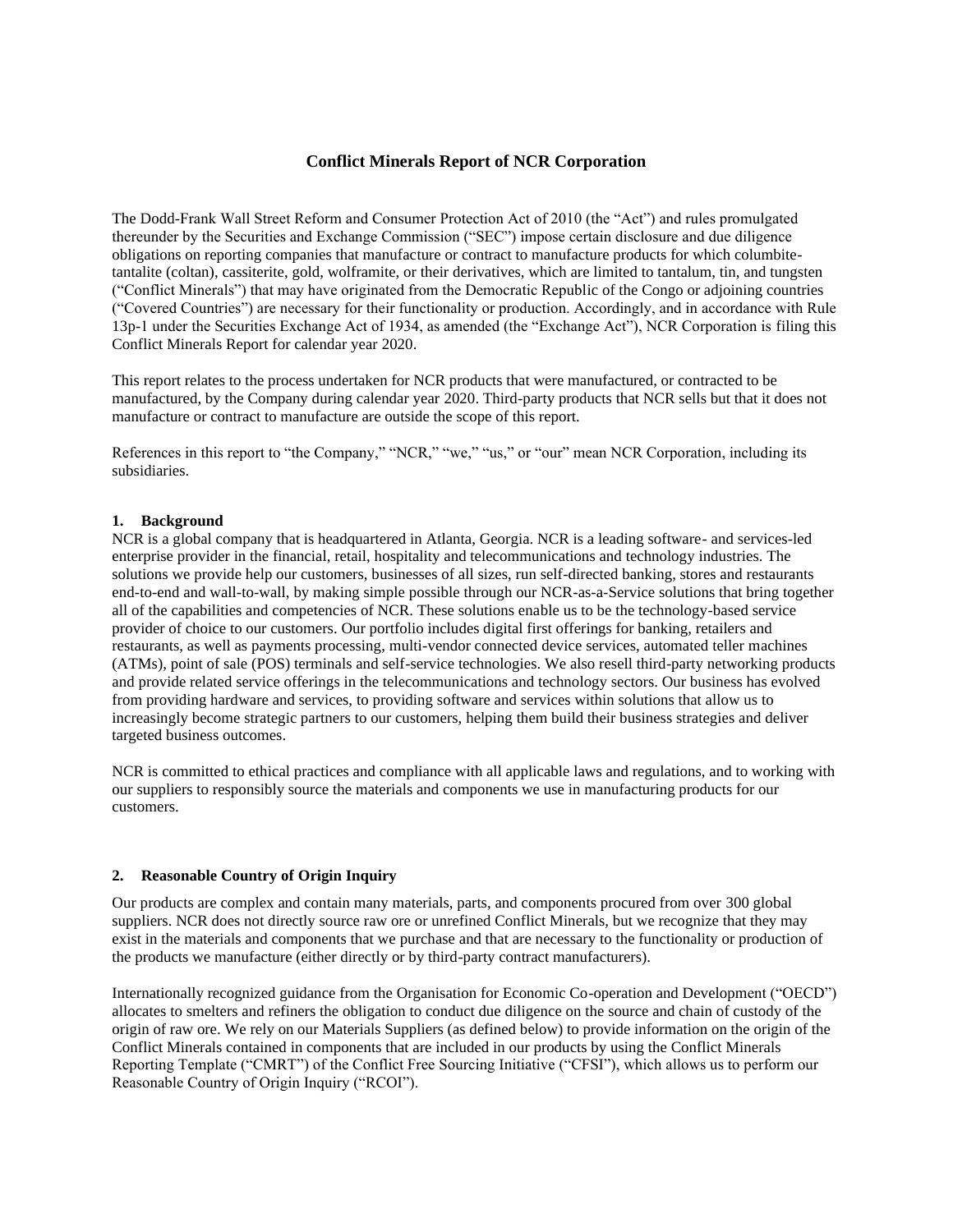# Conflict Minerals Report of NCR Corporation

The Dodd-Frank Wall Street Reform and Consumer Protection Act of 2010 (the "Act") and rules promulgated thereunder by the Securities and Exchange Commission ("SEC") impose certain disclosure and due diligence obligations on reporting companies that manufacture or contract to manufacture products for which columbite-tantalite (coltan), cassiterite, gold, wolframite, or their derivatives, which are limited to tantalum, tin, and tungsten ("Conflict Minerals") that may have originated from the Democratic Republic of the Congo or adjoining countries ("Covered Countries") are necessary for their functionality or production. Accordingly, and in accordance with Rule 13p-1 under the Securities Exchange Act of 1934, as amended (the "Exchange Act"), NCR Corporation is filing this Conflict Minerals Report for calendar year 2020.

This report relates to the process undertaken for NCR products that were manufactured, or contracted to be manufactured, by the Company during calendar year 2020. Third-party products that NCR sells but that it does not manufacture or contract to manufacture are outside the scope of this report.

References in this report to "the Company," "NCR," "we," "us," or "our" mean NCR Corporation, including its subsidiaries.

## 1. Background

NCR is a global company that is headquartered in Atlanta, Georgia. NCR is a leading software- and services-led enterprise provider in the financial, retail, hospitality and telecommunications and technology industries. The solutions we provide help our customers, businesses of all sizes, run self-directed banking, stores and restaurants end-to-end and wall-to-wall, by making simple possible through our NCR-as-a-Service solutions that bring together all of the capabilities and competencies of NCR. These solutions enable us to be the technology-based service provider of choice to our customers. Our portfolio includes digital first offerings for banking, retailers and restaurants, as well as payments processing, multi-vendor connected device services, automated teller machines (ATMs), point of sale (POS) terminals and self-service technologies. We also resell third-party networking products and provide related service offerings in the telecommunications and technology sectors. Our business has evolved from providing hardware and services, to providing software and services within solutions that allow us to increasingly become strategic partners to our customers, helping them build their business strategies and deliver targeted business outcomes.

NCR is committed to ethical practices and compliance with all applicable laws and regulations, and to working with our suppliers to responsibly source the materials and components we use in manufacturing products for our customers.

## 2. Reasonable Country of Origin Inquiry

Our products are complex and contain many materials, parts, and components procured from over 300 global suppliers. NCR does not directly source raw ore or unrefined Conflict Minerals, but we recognize that they may exist in the materials and components that we purchase and that are necessary to the functionality or production of the products we manufacture (either directly or by third-party contract manufacturers).

Internationally recognized guidance from the Organisation for Economic Co-operation and Development ("OECD") allocates to smelters and refiners the obligation to conduct due diligence on the source and chain of custody of the origin of raw ore. We rely on our Materials Suppliers (as defined below) to provide information on the origin of the Conflict Minerals contained in components that are included in our products by using the Conflict Minerals Reporting Template ("CMRT") of the Conflict Free Sourcing Initiative ("CFSI"), which allows us to perform our Reasonable Country of Origin Inquiry ("RCOI").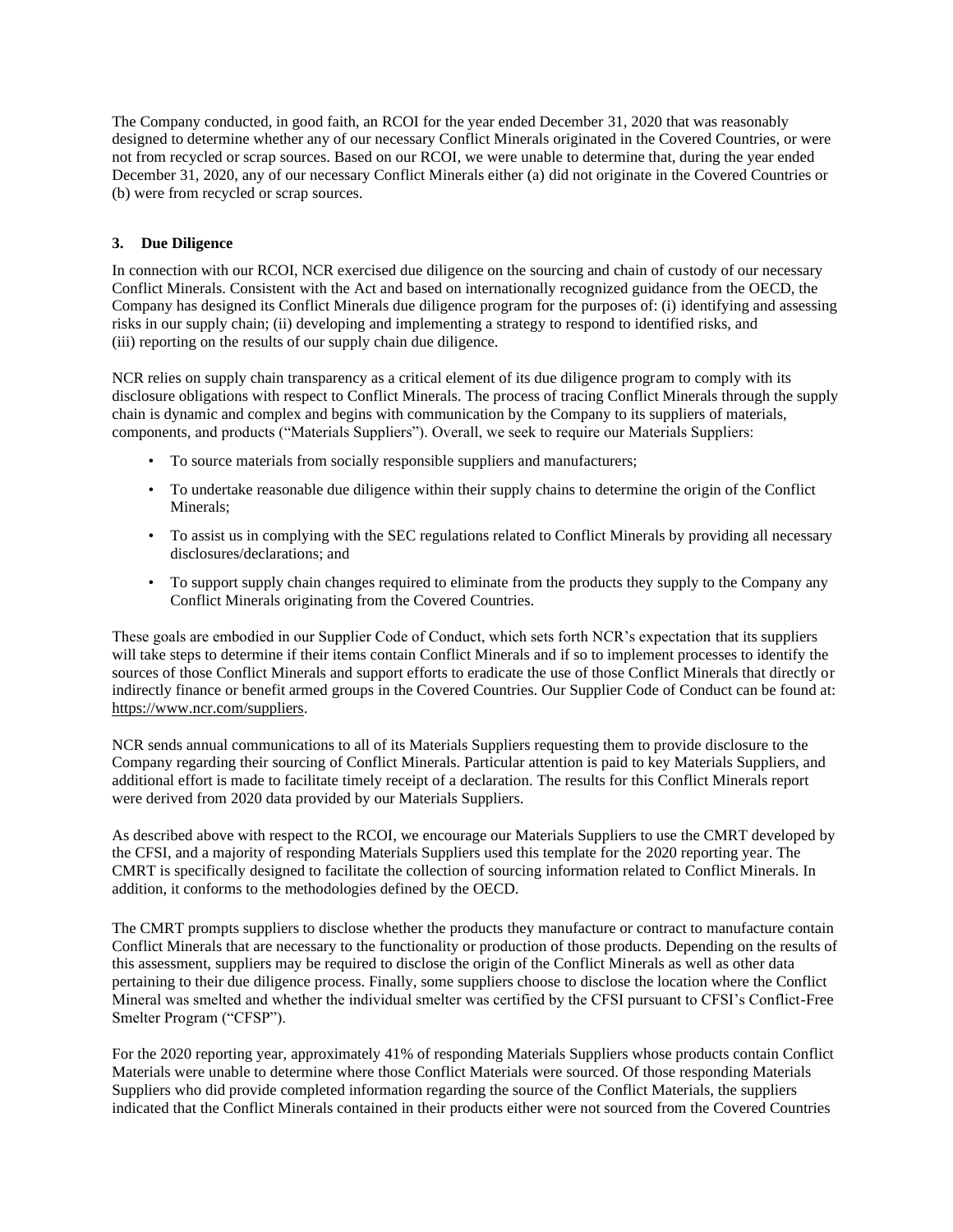The Company conducted, in good faith, an RCOI for the year ended December 31, 2020 that was reasonably designed to determine whether any of our necessary Conflict Minerals originated in the Covered Countries, or were not from recycled or scrap sources. Based on our RCOI, we were unable to determine that, during the year ended December 31, 2020, any of our necessary Conflict Minerals either (a) did not originate in the Covered Countries or (b) were from recycled or scrap sources.

### 3. Due Diligence

In connection with our RCOI, NCR exercised due diligence on the sourcing and chain of custody of our necessary Conflict Minerals. Consistent with the Act and based on internationally recognized guidance from the OECD, the Company has designed its Conflict Minerals due diligence program for the purposes of: (i) identifying and assessing risks in our supply chain; (ii) developing and implementing a strategy to respond to identified risks, and (iii) reporting on the results of our supply chain due diligence.

NCR relies on supply chain transparency as a critical element of its due diligence program to comply with its disclosure obligations with respect to Conflict Minerals. The process of tracing Conflict Minerals through the supply chain is dynamic and complex and begins with communication by the Company to its suppliers of materials, components, and products ("Materials Suppliers"). Overall, we seek to require our Materials Suppliers:

- To source materials from socially responsible suppliers and manufacturers;
- To undertake reasonable due diligence within their supply chains to determine the origin of the Conflict Minerals;
- To assist us in complying with the SEC regulations related to Conflict Minerals by providing all necessary disclosures/declarations; and
- To support supply chain changes required to eliminate from the products they supply to the Company any Conflict Minerals originating from the Covered Countries.

These goals are embodied in our Supplier Code of Conduct, which sets forth NCR's expectation that its suppliers will take steps to determine if their items contain Conflict Minerals and if so to implement processes to identify the sources of those Conflict Minerals and support efforts to eradicate the use of those Conflict Minerals that directly or indirectly finance or benefit armed groups in the Covered Countries. Our Supplier Code of Conduct can be found at: https://www.ncr.com/suppliers.

NCR sends annual communications to all of its Materials Suppliers requesting them to provide disclosure to the Company regarding their sourcing of Conflict Minerals. Particular attention is paid to key Materials Suppliers, and additional effort is made to facilitate timely receipt of a declaration. The results for this Conflict Minerals report were derived from 2020 data provided by our Materials Suppliers.

As described above with respect to the RCOI, we encourage our Materials Suppliers to use the CMRT developed by the CFSI, and a majority of responding Materials Suppliers used this template for the 2020 reporting year. The CMRT is specifically designed to facilitate the collection of sourcing information related to Conflict Minerals. In addition, it conforms to the methodologies defined by the OECD.

The CMRT prompts suppliers to disclose whether the products they manufacture or contract to manufacture contain Conflict Minerals that are necessary to the functionality or production of those products. Depending on the results of this assessment, suppliers may be required to disclose the origin of the Conflict Minerals as well as other data pertaining to their due diligence process. Finally, some suppliers choose to disclose the location where the Conflict Mineral was smelted and whether the individual smelter was certified by the CFSI pursuant to CFSI's Conflict-Free Smelter Program ("CFSP").

For the 2020 reporting year, approximately 41% of responding Materials Suppliers whose products contain Conflict Materials were unable to determine where those Conflict Materials were sourced. Of those responding Materials Suppliers who did provide completed information regarding the source of the Conflict Materials, the suppliers indicated that the Conflict Minerals contained in their products either were not sourced from the Covered Countries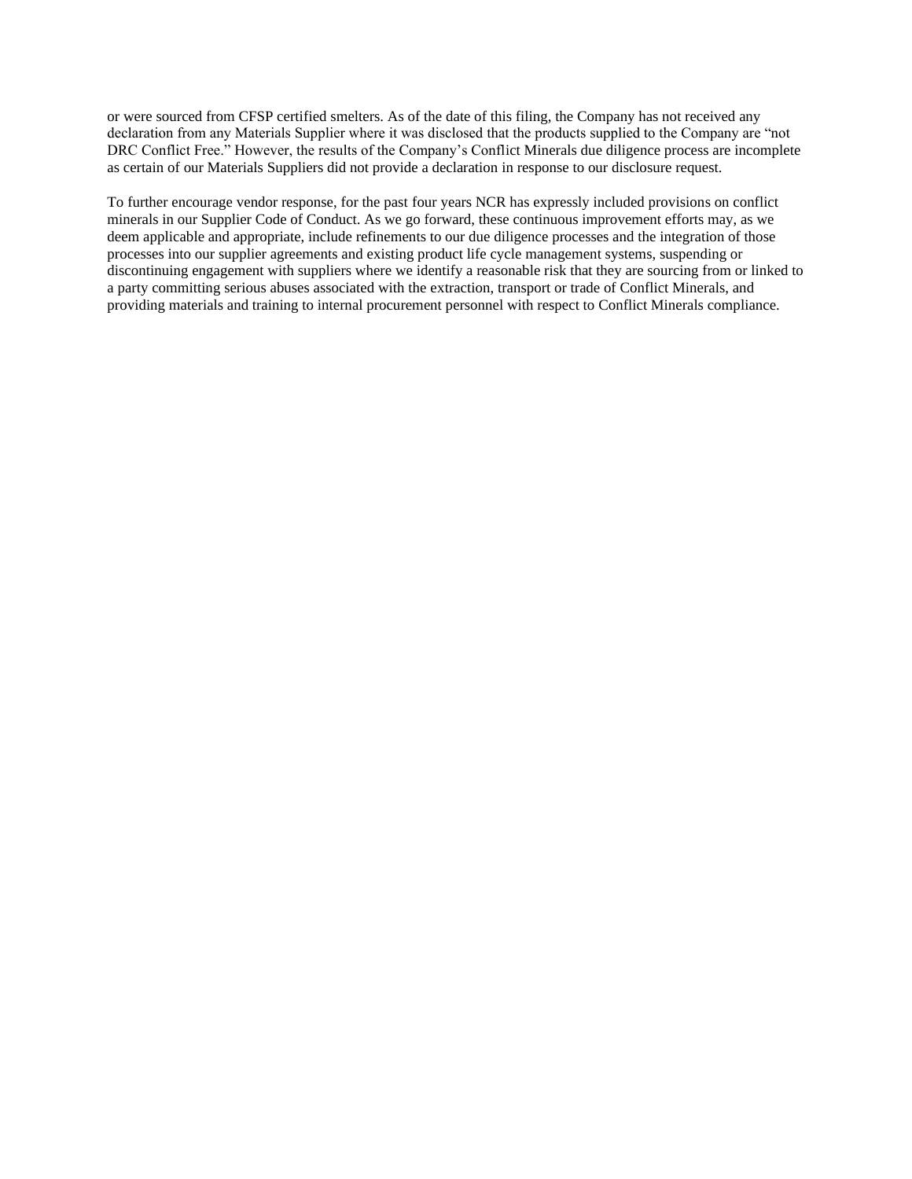or were sourced from CFSP certified smelters. As of the date of this filing, the Company has not received any declaration from any Materials Supplier where it was disclosed that the products supplied to the Company are "not DRC Conflict Free." However, the results of the Company's Conflict Minerals due diligence process are incomplete as certain of our Materials Suppliers did not provide a declaration in response to our disclosure request.

To further encourage vendor response, for the past four years NCR has expressly included provisions on conflict minerals in our Supplier Code of Conduct. As we go forward, these continuous improvement efforts may, as we deem applicable and appropriate, include refinements to our due diligence processes and the integration of those processes into our supplier agreements and existing product life cycle management systems, suspending or discontinuing engagement with suppliers where we identify a reasonable risk that they are sourcing from or linked to a party committing serious abuses associated with the extraction, transport or trade of Conflict Minerals, and providing materials and training to internal procurement personnel with respect to Conflict Minerals compliance.